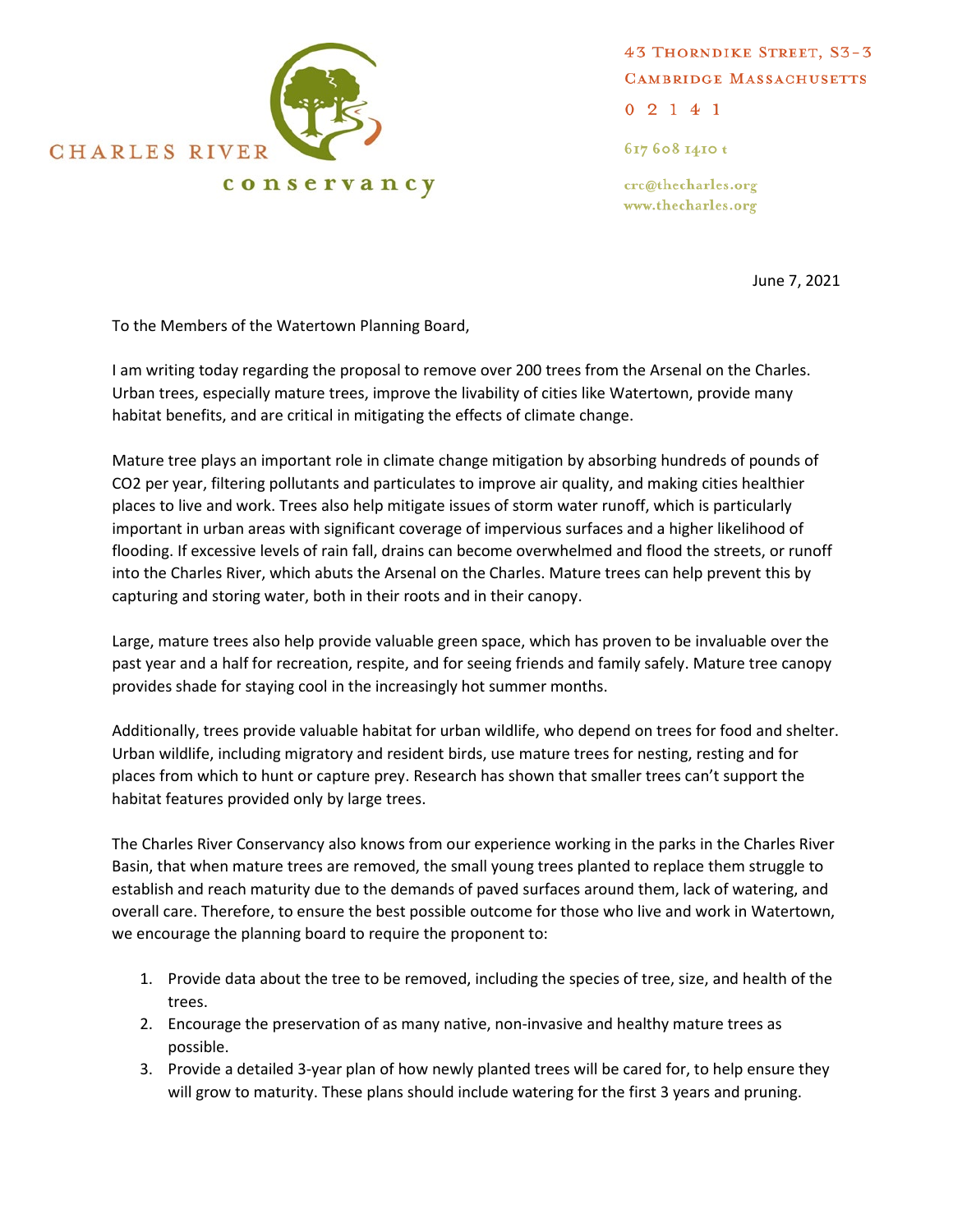CHARLES RIVER conservancy

43 Thorndike Street, S3-3
Cambridge Massachusetts
0 2 1 4 1

617 608 1410 t

crc@thecharles.org
www.thecharles.org

June 7, 2021

To the Members of the Watertown Planning Board,

I am writing today regarding the proposal to remove over 200 trees from the Arsenal on the Charles. Urban trees, especially mature trees, improve the livability of cities like Watertown, provide many habitat benefits, and are critical in mitigating the effects of climate change.

Mature tree plays an important role in climate change mitigation by absorbing hundreds of pounds of $CO_2$ per year, filtering pollutants and particulates to improve air quality, and making cities healthier places to live and work. Trees also help mitigate issues of storm water runoff, which is particularly important in urban areas with significant coverage of impervious surfaces and a higher likelihood of flooding. If excessive levels of rain fall, drains can become overwhelmed and flood the streets, or runoff into the Charles River, which abuts the Arsenal on the Charles. Mature trees can help prevent this by capturing and storing water, both in their roots and in their canopy.

Large, mature trees also help provide valuable green space, which has proven to be invaluable over the past year and a half for recreation, respite, and for seeing friends and family safely. Mature tree canopy provides shade for staying cool in the increasingly hot summer months.

Additionally, trees provide valuable habitat for urban wildlife, who depend on trees for food and shelter. Urban wildlife, including migratory and resident birds, use mature trees for nesting, resting and for places from which to hunt or capture prey. Research has shown that smaller trees can't support the habitat features provided only by large trees.

The Charles River Conservancy also knows from our experience working in the parks in the Charles River Basin, that when mature trees are removed, the small young trees planted to replace them struggle to establish and reach maturity due to the demands of paved surfaces around them, lack of watering, and overall care. Therefore, to ensure the best possible outcome for those who live and work in Watertown, we encourage the planning board to require the proponent to:

1. Provide data about the tree to be removed, including the species of tree, size, and health of the trees.
2. Encourage the preservation of as many native, non-invasive and healthy mature trees as possible.
3. Provide a detailed 3-year plan of how newly planted trees will be cared for, to help ensure they will grow to maturity. These plans should include watering for the first 3 years and pruning.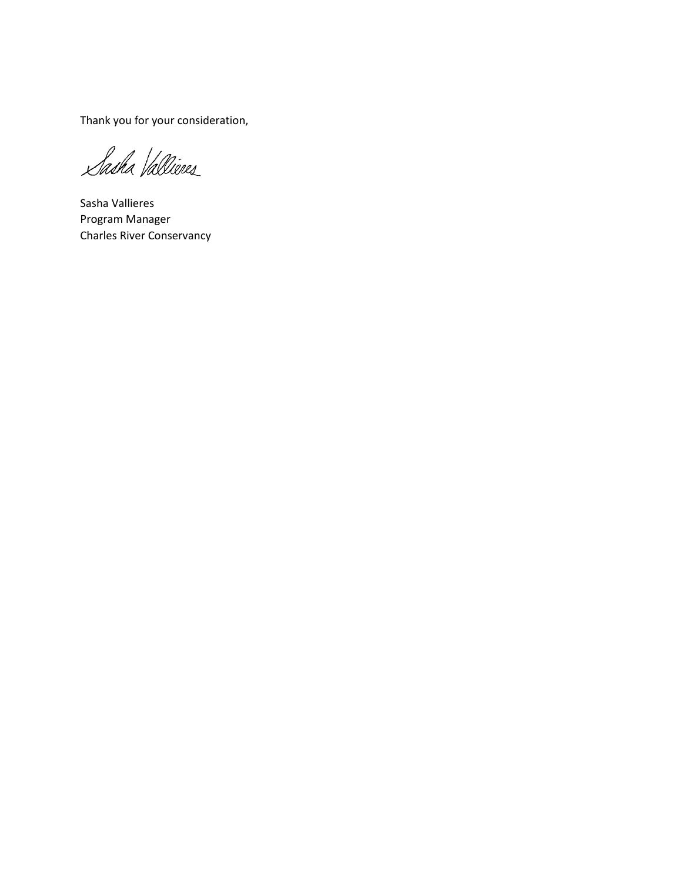Thank you for your consideration,

Sasha Vallieres

Sasha Vallieres
Program Manager
Charles River Conservancy